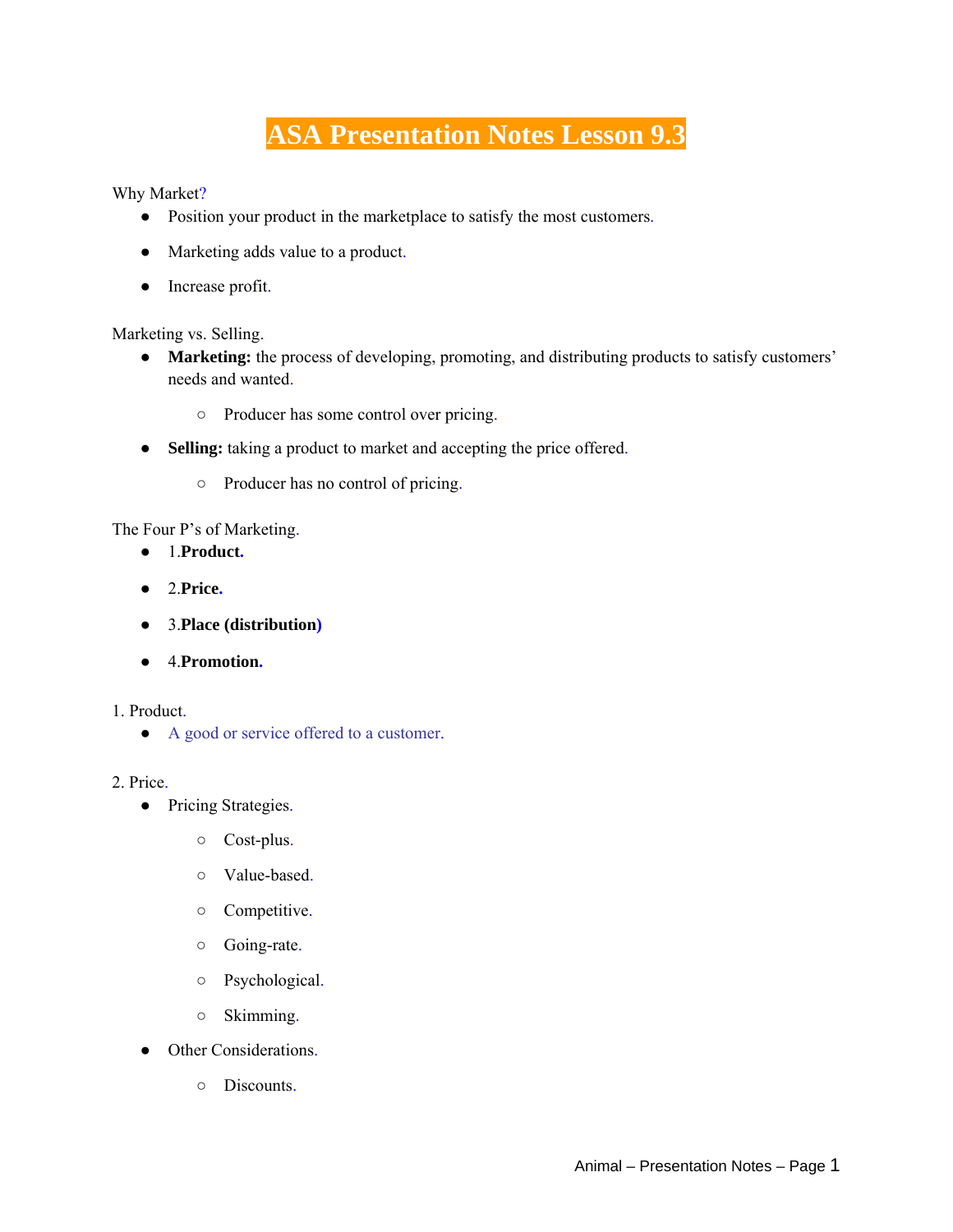# ASA Presentation Notes Lesson 9.3

Why Market?

- Position your product in the marketplace to satisfy the most customers.
- Marketing adds value to a product.
- Increase profit.

Marketing vs. Selling.

- **Marketing:** the process of developing, promoting, and distributing products to satisfy customers' needs and wanted.
  - Producer has some control over pricing.
- **Selling:** taking a product to market and accepting the price offered.
  - Producer has no control of pricing.

The Four P's of Marketing.

- 1.**Product.**
- 2.**Price.**
- 3.**Place (distribution)**
- 4.**Promotion.**

1. Product.

- A good or service offered to a customer.

2. Price.

- Pricing Strategies.
  - Cost-plus.
  - Value-based.
  - Competitive.
  - Going-rate.
  - Psychological.
  - Skimming.
- Other Considerations.
  - Discounts.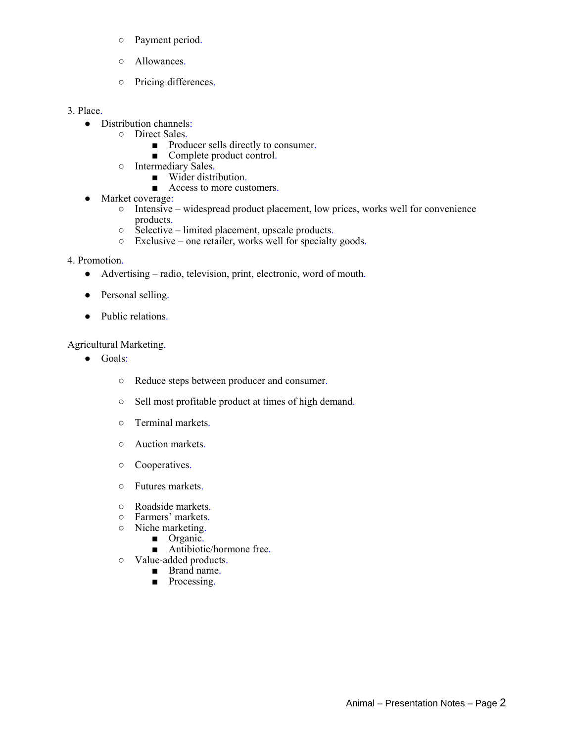- Payment period.
   - Allowances.
   - Pricing differences.

3. Place.

- Distribution channels:
  - Direct Sales.
    - Producer sells directly to consumer.
    - Complete product control.
  - Intermediary Sales.
    - Wider distribution.
    - Access to more customers.
- Market coverage:
  - Intensive – widespread product placement, low prices, works well for convenience products.
  - Selective – limited placement, upscale products.
  - Exclusive – one retailer, works well for specialty goods.

4. Promotion.

- Advertising – radio, television, print, electronic, word of mouth.
- Personal selling.
- Public relations.

Agricultural Marketing.

- Goals:
  - Reduce steps between producer and consumer.
  - Sell most profitable product at times of high demand.
  - Terminal markets.
  - Auction markets.
  - Cooperatives.
  - Futures markets.
  - Roadside markets.
  - Farmers' markets.
  - Niche marketing.
    - Organic.
    - Antibiotic/hormone free.
  - Value-added products.
    - Brand name.
    - Processing.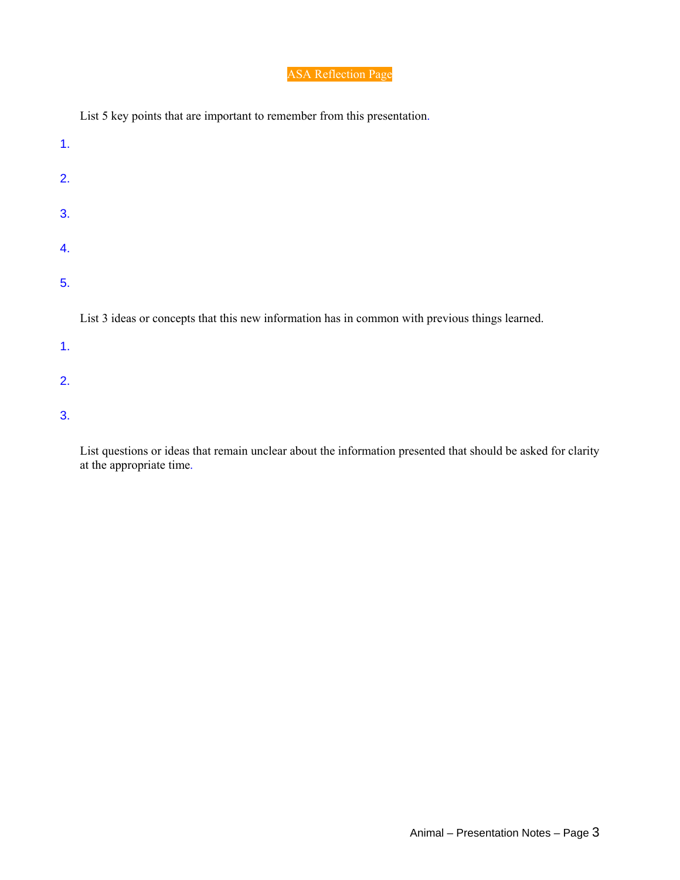# ASA Reflection Page

List 5 key points that are important to remember from this presentation.

1.
2.
3.
4.
5.

List 3 ideas or concepts that this new information has in common with previous things learned.

1.
2.
3.

List questions or ideas that remain unclear about the information presented that should be asked for clarity at the appropriate time.